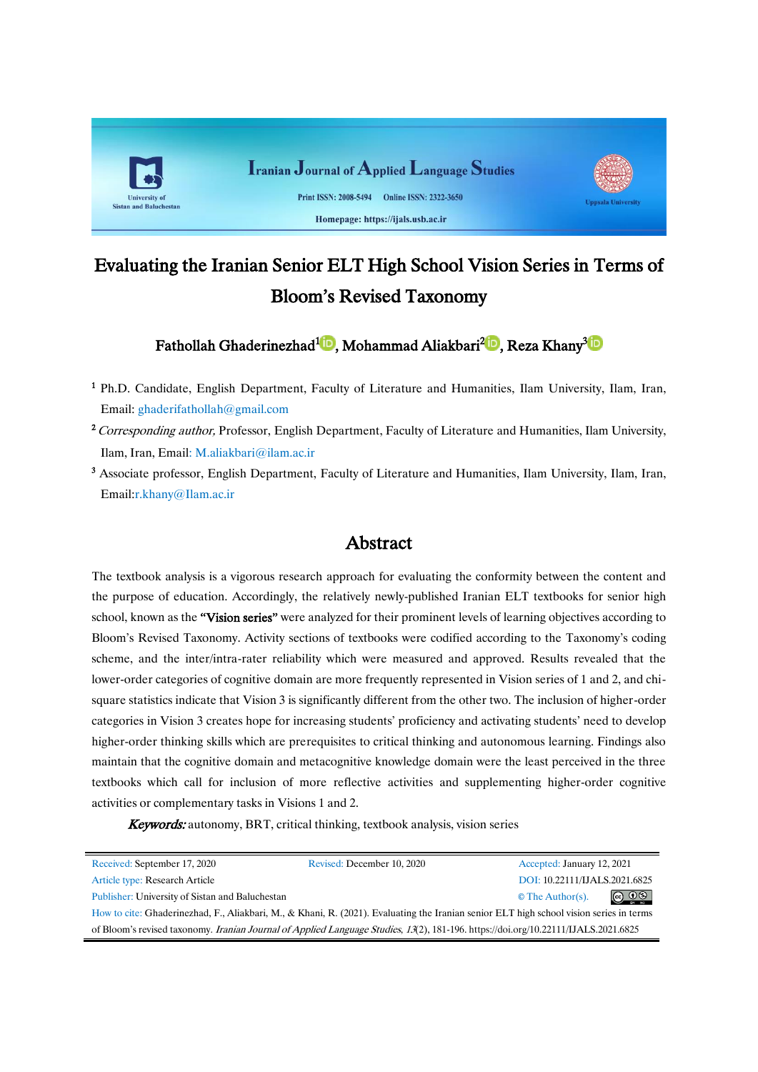# Evaluating the Iranian Senior ELT High School Vision Series in Terms of Bloom's Revised Taxonomy

**Fathollah Ghaderinezhad[1], Mohammad Aliakbari[2], Reza Khany[3]**

[1] Ph.D. Candidate, English Department, Faculty of Literature and Humanities, Ilam University, Ilam, Iran, Email: ghaderifathollah@gmail.com

[2] *Corresponding author,* Professor, English Department, Faculty of Literature and Humanities, Ilam University, Ilam, Iran, Email: M.aliakbari@ilam.ac.ir

[3] Associate professor, English Department, Faculty of Literature and Humanities, Ilam University, Ilam, Iran, Email:r.khany@Ilam.ac.ir

## Abstract

The textbook analysis is a vigorous research approach for evaluating the conformity between the content and the purpose of education. Accordingly, the relatively newly-published Iranian ELT textbooks for senior high school, known as the **"Vision series"** were analyzed for their prominent levels of learning objectives according to Bloom's Revised Taxonomy. Activity sections of textbooks were codified according to the Taxonomy's coding scheme, and the inter/intra-rater reliability which were measured and approved. Results revealed that the lower-order categories of cognitive domain are more frequently represented in Vision series of 1 and 2, and chi-square statistics indicate that Vision 3 is significantly different from the other two. The inclusion of higher-order categories in Vision 3 creates hope for increasing students' proficiency and activating students' need to develop higher-order thinking skills which are prerequisites to critical thinking and autonomous learning. Findings also maintain that the cognitive domain and metacognitive knowledge domain were the least perceived in the three textbooks which call for inclusion of more reflective activities and supplementing higher-order cognitive activities or complementary tasks in Visions 1 and 2.

***Keywords:*** autonomy, BRT, critical thinking, textbook analysis, vision series

Received: September 17, 2020 | Revised: December 10, 2020 | Accepted: January 12, 2021

Article type: Research Article | DOI: 10.22111/IJALS.2021.6825

Publisher: University of Sistan and Baluchestan | © The Author(s).

How to cite: Ghaderinezhad, F., Aliakbari, M., & Khani, R. (2021). Evaluating the Iranian senior ELT high school vision series in terms of Bloom's revised taxonomy. *Iranian Journal of Applied Language Studies*, *13*(2), 181-196. https://doi.org/10.22111/IJALS.2021.6825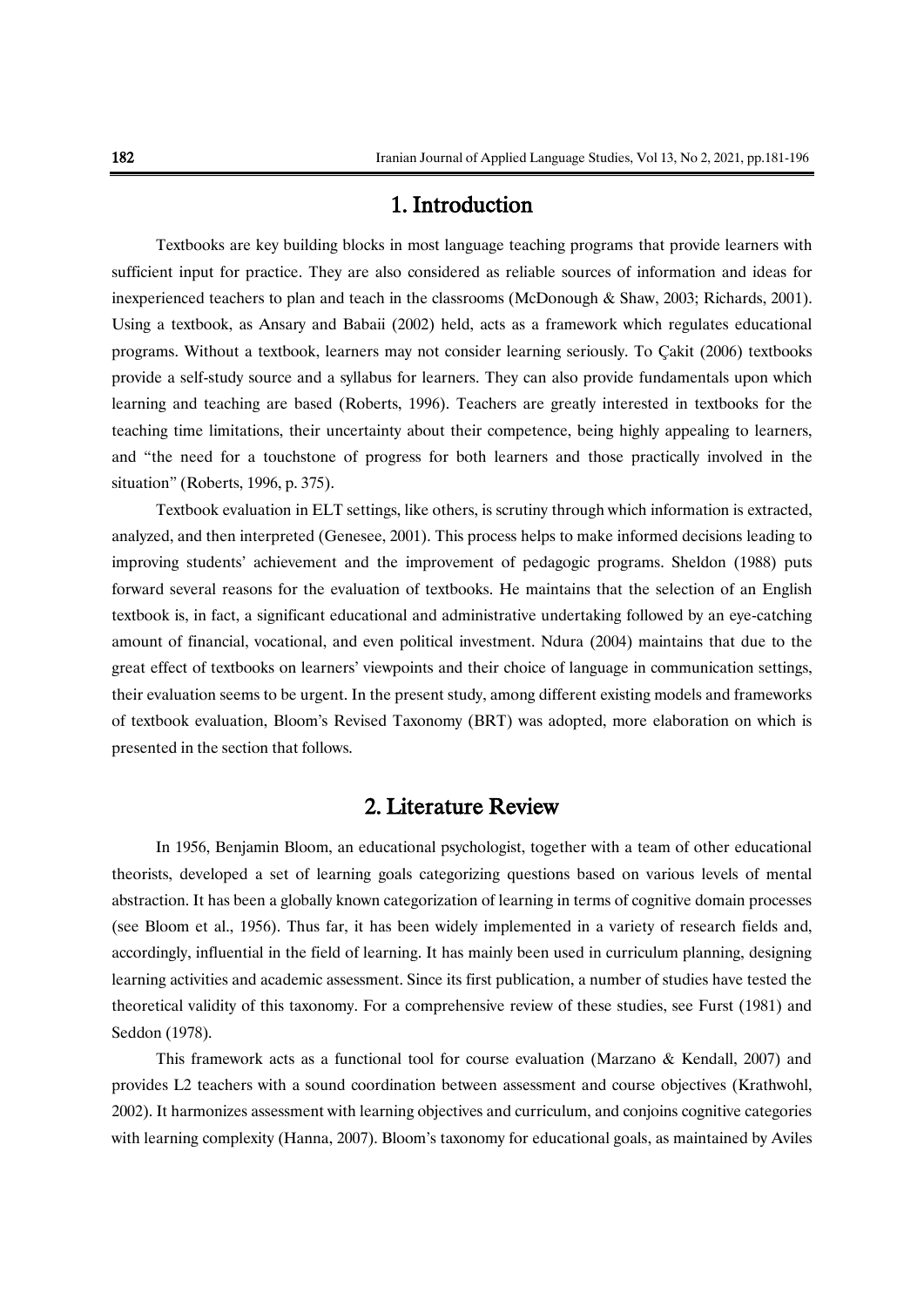## 1. Introduction

Textbooks are key building blocks in most language teaching programs that provide learners with sufficient input for practice. They are also considered as reliable sources of information and ideas for inexperienced teachers to plan and teach in the classrooms (McDonough & Shaw, 2003; Richards, 2001). Using a textbook, as Ansary and Babaii (2002) held, acts as a framework which regulates educational programs. Without a textbook, learners may not consider learning seriously. To Çakit (2006) textbooks provide a self-study source and a syllabus for learners. They can also provide fundamentals upon which learning and teaching are based (Roberts, 1996). Teachers are greatly interested in textbooks for the teaching time limitations, their uncertainty about their competence, being highly appealing to learners, and "the need for a touchstone of progress for both learners and those practically involved in the situation" (Roberts, 1996, p. 375).

Textbook evaluation in ELT settings, like others, is scrutiny through which information is extracted, analyzed, and then interpreted (Genesee, 2001). This process helps to make informed decisions leading to improving students' achievement and the improvement of pedagogic programs. Sheldon (1988) puts forward several reasons for the evaluation of textbooks. He maintains that the selection of an English textbook is, in fact, a significant educational and administrative undertaking followed by an eye-catching amount of financial, vocational, and even political investment. Ndura (2004) maintains that due to the great effect of textbooks on learners' viewpoints and their choice of language in communication settings, their evaluation seems to be urgent. In the present study, among different existing models and frameworks of textbook evaluation, Bloom's Revised Taxonomy (BRT) was adopted, more elaboration on which is presented in the section that follows.

## 2. Literature Review

In 1956, Benjamin Bloom, an educational psychologist, together with a team of other educational theorists, developed a set of learning goals categorizing questions based on various levels of mental abstraction. It has been a globally known categorization of learning in terms of cognitive domain processes (see Bloom et al., 1956). Thus far, it has been widely implemented in a variety of research fields and, accordingly, influential in the field of learning. It has mainly been used in curriculum planning, designing learning activities and academic assessment. Since its first publication, a number of studies have tested the theoretical validity of this taxonomy. For a comprehensive review of these studies, see Furst (1981) and Seddon (1978).

This framework acts as a functional tool for course evaluation (Marzano & Kendall, 2007) and provides L2 teachers with a sound coordination between assessment and course objectives (Krathwohl, 2002). It harmonizes assessment with learning objectives and curriculum, and conjoins cognitive categories with learning complexity (Hanna, 2007). Bloom's taxonomy for educational goals, as maintained by Aviles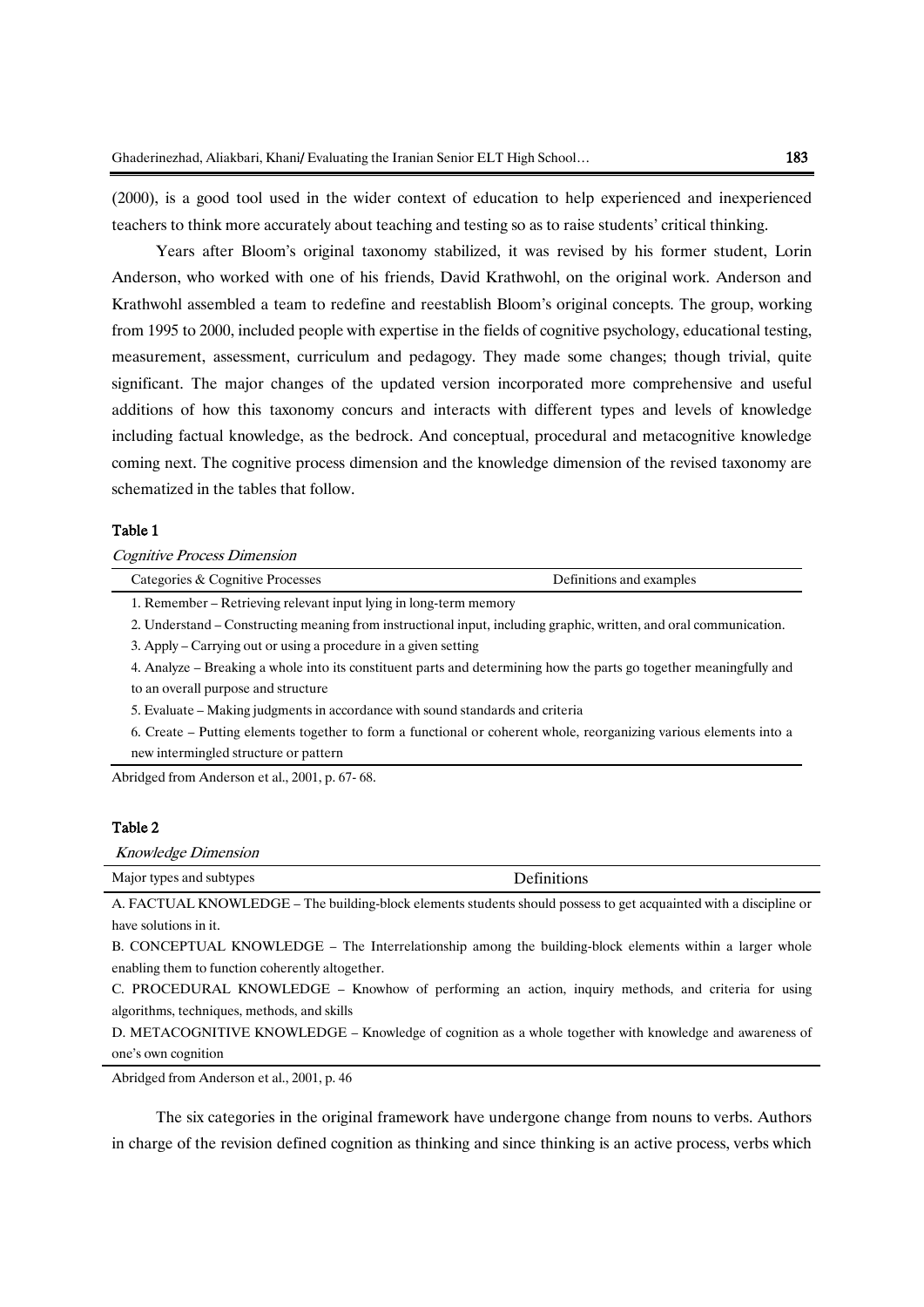(2000), is a good tool used in the wider context of education to help experienced and inexperienced teachers to think more accurately about teaching and testing so as to raise students' critical thinking.

Years after Bloom's original taxonomy stabilized, it was revised by his former student, Lorin Anderson, who worked with one of his friends, David Krathwohl, on the original work. Anderson and Krathwohl assembled a team to redefine and reestablish Bloom's original concepts. The group, working from 1995 to 2000, included people with expertise in the fields of cognitive psychology, educational testing, measurement, assessment, curriculum and pedagogy. They made some changes; though trivial, quite significant. The major changes of the updated version incorporated more comprehensive and useful additions of how this taxonomy concurs and interacts with different types and levels of knowledge including factual knowledge, as the bedrock. And conceptual, procedural and metacognitive knowledge coming next. The cognitive process dimension and the knowledge dimension of the revised taxonomy are schematized in the tables that follow.

**Table 1**

*Cognitive Process Dimension*

| Categories & Cognitive Processes | Definitions and examples |
|---|---|
| 1. Remember – Retrieving relevant input lying in long-term memory | |
| 2. Understand – Constructing meaning from instructional input, including graphic, written, and oral communication. | |
| 3. Apply – Carrying out or using a procedure in a given setting | |
| 4. Analyze – Breaking a whole into its constituent parts and determining how the parts go together meaningfully and to an overall purpose and structure | |
| 5. Evaluate – Making judgments in accordance with sound standards and criteria | |
| 6. Create – Putting elements together to form a functional or coherent whole, reorganizing various elements into a new intermingled structure or pattern | |

Abridged from Anderson et al., 2001, p. 67- 68.

**Table 2**

*Knowledge Dimension*

| Major types and subtypes | Definitions |
|---|---|
| A. FACTUAL KNOWLEDGE – The building-block elements students should possess to get acquainted with a discipline or have solutions in it. | |
| B. CONCEPTUAL KNOWLEDGE – The Interrelationship among the building-block elements within a larger whole enabling them to function coherently altogether. | |
| C. PROCEDURAL KNOWLEDGE – Knowhow of performing an action, inquiry methods, and criteria for using algorithms, techniques, methods, and skills | |
| D. METACOGNITIVE KNOWLEDGE – Knowledge of cognition as a whole together with knowledge and awareness of one's own cognition | |

Abridged from Anderson et al., 2001, p. 46

The six categories in the original framework have undergone change from nouns to verbs. Authors in charge of the revision defined cognition as thinking and since thinking is an active process, verbs which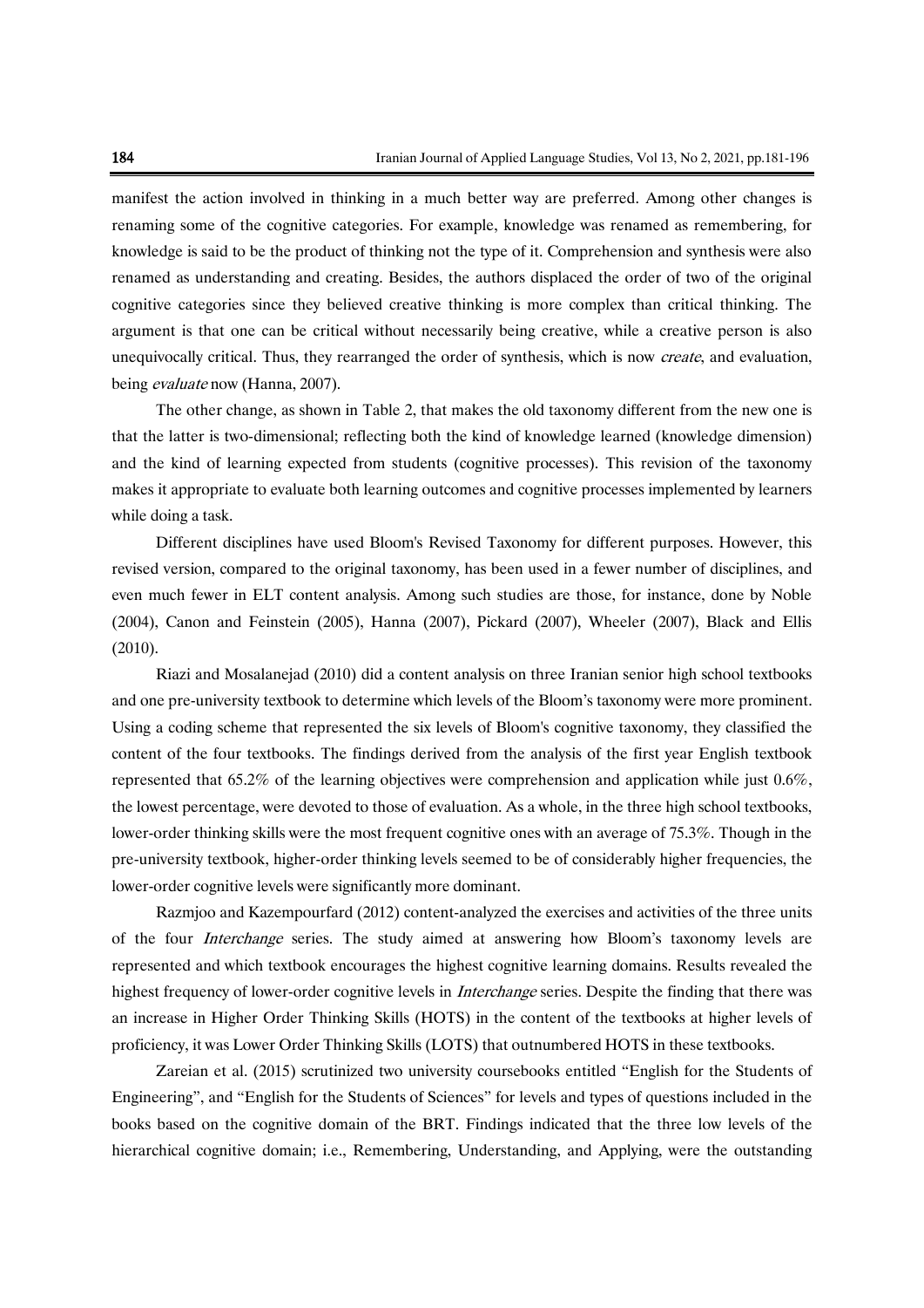manifest the action involved in thinking in a much better way are preferred. Among other changes is renaming some of the cognitive categories. For example, knowledge was renamed as remembering, for knowledge is said to be the product of thinking not the type of it. Comprehension and synthesis were also renamed as understanding and creating. Besides, the authors displaced the order of two of the original cognitive categories since they believed creative thinking is more complex than critical thinking. The argument is that one can be critical without necessarily being creative, while a creative person is also unequivocally critical. Thus, they rearranged the order of synthesis, which is now *create*, and evaluation, being *evaluate* now (Hanna, 2007).

The other change, as shown in Table 2, that makes the old taxonomy different from the new one is that the latter is two-dimensional; reflecting both the kind of knowledge learned (knowledge dimension) and the kind of learning expected from students (cognitive processes). This revision of the taxonomy makes it appropriate to evaluate both learning outcomes and cognitive processes implemented by learners while doing a task.

Different disciplines have used Bloom's Revised Taxonomy for different purposes. However, this revised version, compared to the original taxonomy, has been used in a fewer number of disciplines, and even much fewer in ELT content analysis. Among such studies are those, for instance, done by Noble (2004), Canon and Feinstein (2005), Hanna (2007), Pickard (2007), Wheeler (2007), Black and Ellis (2010).

Riazi and Mosalanejad (2010) did a content analysis on three Iranian senior high school textbooks and one pre-university textbook to determine which levels of the Bloom's taxonomy were more prominent. Using a coding scheme that represented the six levels of Bloom's cognitive taxonomy, they classified the content of the four textbooks. The findings derived from the analysis of the first year English textbook represented that 65.2% of the learning objectives were comprehension and application while just 0.6%, the lowest percentage, were devoted to those of evaluation. As a whole, in the three high school textbooks, lower-order thinking skills were the most frequent cognitive ones with an average of 75.3%. Though in the pre-university textbook, higher-order thinking levels seemed to be of considerably higher frequencies, the lower-order cognitive levels were significantly more dominant.

Razmjoo and Kazempourfard (2012) content-analyzed the exercises and activities of the three units of the four *Interchange* series. The study aimed at answering how Bloom's taxonomy levels are represented and which textbook encourages the highest cognitive learning domains. Results revealed the highest frequency of lower-order cognitive levels in *Interchange* series. Despite the finding that there was an increase in Higher Order Thinking Skills (HOTS) in the content of the textbooks at higher levels of proficiency, it was Lower Order Thinking Skills (LOTS) that outnumbered HOTS in these textbooks.

Zareian et al. (2015) scrutinized two university coursebooks entitled "English for the Students of Engineering", and "English for the Students of Sciences" for levels and types of questions included in the books based on the cognitive domain of the BRT. Findings indicated that the three low levels of the hierarchical cognitive domain; i.e., Remembering, Understanding, and Applying, were the outstanding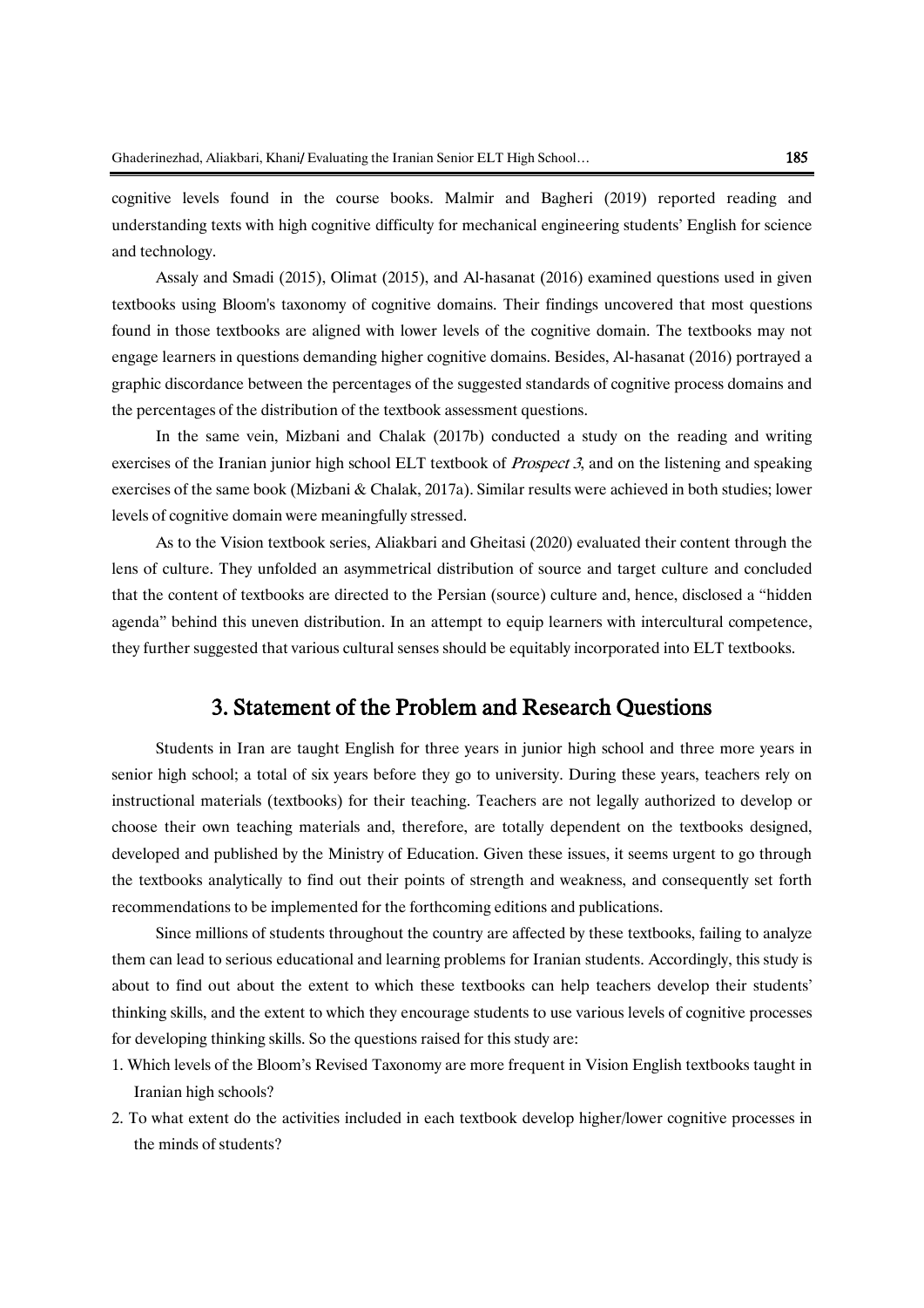cognitive levels found in the course books. Malmir and Bagheri (2019) reported reading and understanding texts with high cognitive difficulty for mechanical engineering students' English for science and technology.

Assaly and Smadi (2015), Olimat (2015), and Al-hasanat (2016) examined questions used in given textbooks using Bloom's taxonomy of cognitive domains. Their findings uncovered that most questions found in those textbooks are aligned with lower levels of the cognitive domain. The textbooks may not engage learners in questions demanding higher cognitive domains. Besides, Al-hasanat (2016) portrayed a graphic discordance between the percentages of the suggested standards of cognitive process domains and the percentages of the distribution of the textbook assessment questions.

In the same vein, Mizbani and Chalak (2017b) conducted a study on the reading and writing exercises of the Iranian junior high school ELT textbook of *Prospect 3*, and on the listening and speaking exercises of the same book (Mizbani & Chalak, 2017a). Similar results were achieved in both studies; lower levels of cognitive domain were meaningfully stressed.

As to the Vision textbook series, Aliakbari and Gheitasi (2020) evaluated their content through the lens of culture. They unfolded an asymmetrical distribution of source and target culture and concluded that the content of textbooks are directed to the Persian (source) culture and, hence, disclosed a "hidden agenda" behind this uneven distribution. In an attempt to equip learners with intercultural competence, they further suggested that various cultural senses should be equitably incorporated into ELT textbooks.

## 3. Statement of the Problem and Research Questions

Students in Iran are taught English for three years in junior high school and three more years in senior high school; a total of six years before they go to university. During these years, teachers rely on instructional materials (textbooks) for their teaching. Teachers are not legally authorized to develop or choose their own teaching materials and, therefore, are totally dependent on the textbooks designed, developed and published by the Ministry of Education. Given these issues, it seems urgent to go through the textbooks analytically to find out their points of strength and weakness, and consequently set forth recommendations to be implemented for the forthcoming editions and publications.

Since millions of students throughout the country are affected by these textbooks, failing to analyze them can lead to serious educational and learning problems for Iranian students. Accordingly, this study is about to find out about the extent to which these textbooks can help teachers develop their students' thinking skills, and the extent to which they encourage students to use various levels of cognitive processes for developing thinking skills. So the questions raised for this study are:

1. Which levels of the Bloom's Revised Taxonomy are more frequent in Vision English textbooks taught in Iranian high schools?
2. To what extent do the activities included in each textbook develop higher/lower cognitive processes in the minds of students?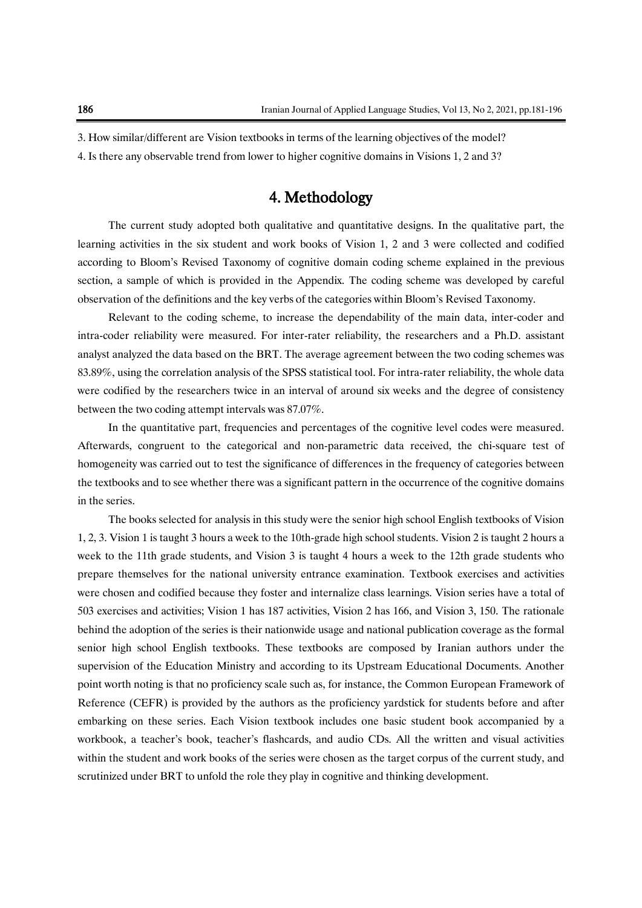3. How similar/different are Vision textbooks in terms of the learning objectives of the model?

4. Is there any observable trend from lower to higher cognitive domains in Visions 1, 2 and 3?

# 4. Methodology

The current study adopted both qualitative and quantitative designs. In the qualitative part, the learning activities in the six student and work books of Vision 1, 2 and 3 were collected and codified according to Bloom's Revised Taxonomy of cognitive domain coding scheme explained in the previous section, a sample of which is provided in the Appendix. The coding scheme was developed by careful observation of the definitions and the key verbs of the categories within Bloom's Revised Taxonomy.

Relevant to the coding scheme, to increase the dependability of the main data, inter-coder and intra-coder reliability were measured. For inter-rater reliability, the researchers and a Ph.D. assistant analyst analyzed the data based on the BRT. The average agreement between the two coding schemes was 83.89%, using the correlation analysis of the SPSS statistical tool. For intra-rater reliability, the whole data were codified by the researchers twice in an interval of around six weeks and the degree of consistency between the two coding attempt intervals was 87.07%.

In the quantitative part, frequencies and percentages of the cognitive level codes were measured. Afterwards, congruent to the categorical and non-parametric data received, the chi-square test of homogeneity was carried out to test the significance of differences in the frequency of categories between the textbooks and to see whether there was a significant pattern in the occurrence of the cognitive domains in the series.

The books selected for analysis in this study were the senior high school English textbooks of Vision 1, 2, 3. Vision 1 is taught 3 hours a week to the 10th-grade high school students. Vision 2 is taught 2 hours a week to the 11th grade students, and Vision 3 is taught 4 hours a week to the 12th grade students who prepare themselves for the national university entrance examination. Textbook exercises and activities were chosen and codified because they foster and internalize class learnings. Vision series have a total of 503 exercises and activities; Vision 1 has 187 activities, Vision 2 has 166, and Vision 3, 150. The rationale behind the adoption of the series is their nationwide usage and national publication coverage as the formal senior high school English textbooks. These textbooks are composed by Iranian authors under the supervision of the Education Ministry and according to its Upstream Educational Documents. Another point worth noting is that no proficiency scale such as, for instance, the Common European Framework of Reference (CEFR) is provided by the authors as the proficiency yardstick for students before and after embarking on these series. Each Vision textbook includes one basic student book accompanied by a workbook, a teacher's book, teacher's flashcards, and audio CDs. All the written and visual activities within the student and work books of the series were chosen as the target corpus of the current study, and scrutinized under BRT to unfold the role they play in cognitive and thinking development.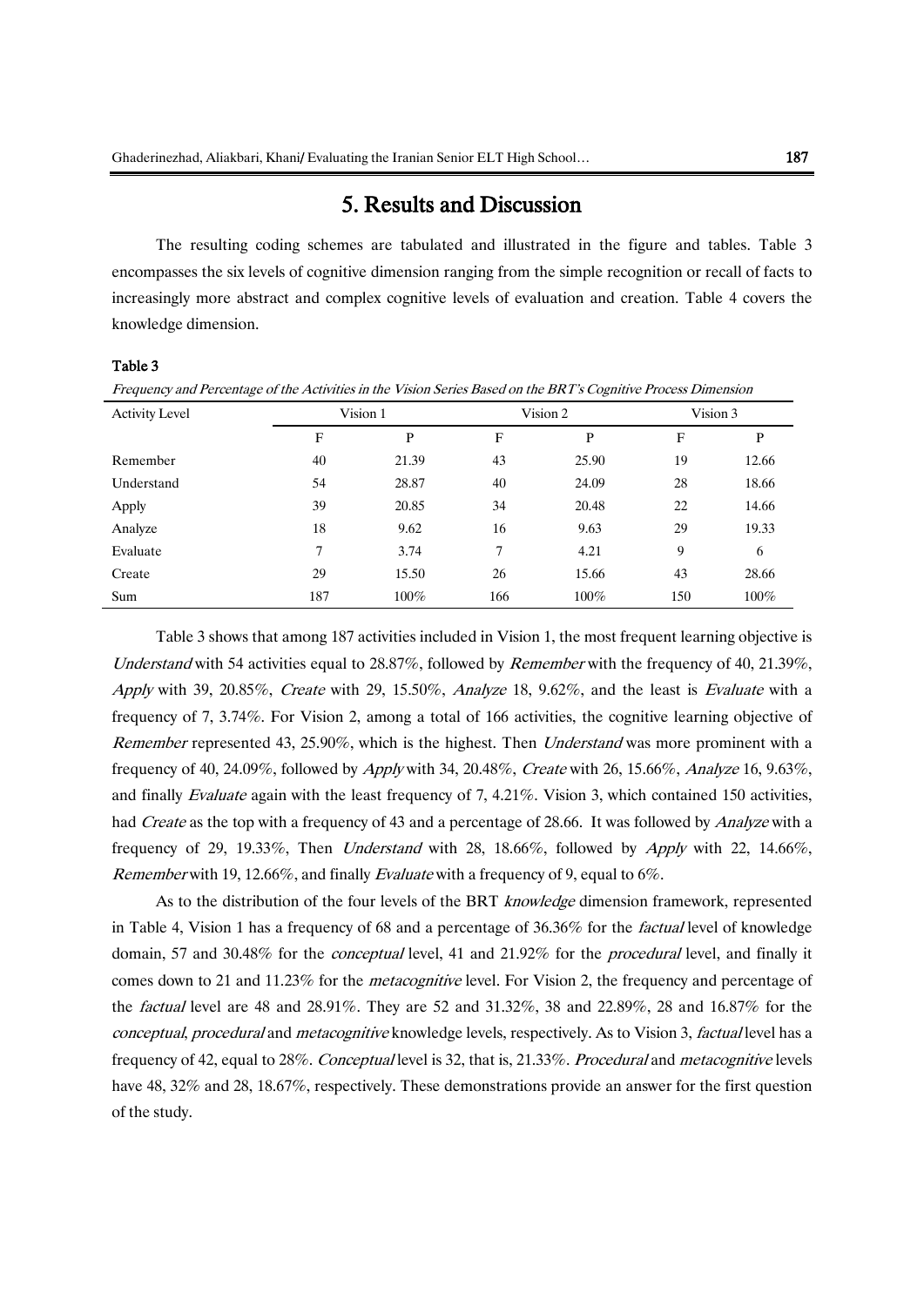## 5. Results and Discussion

The resulting coding schemes are tabulated and illustrated in the figure and tables. Table 3 encompasses the six levels of cognitive dimension ranging from the simple recognition or recall of facts to increasingly more abstract and complex cognitive levels of evaluation and creation. Table 4 covers the knowledge dimension.

**Table 3**

*Frequency and Percentage of the Activities in the Vision Series Based on the BRT's Cognitive Process Dimension*

| Activity Level | Vision 1 | | Vision 2 | | Vision 3 | |
|---|---|---|---|---|---|---|
| | F | P | F | P | F | P |
| Remember | 40 | 21.39 | 43 | 25.90 | 19 | 12.66 |
| Understand | 54 | 28.87 | 40 | 24.09 | 28 | 18.66 |
| Apply | 39 | 20.85 | 34 | 20.48 | 22 | 14.66 |
| Analyze | 18 | 9.62 | 16 | 9.63 | 29 | 19.33 |
| Evaluate | 7 | 3.74 | 7 | 4.21 | 9 | 6 |
| Create | 29 | 15.50 | 26 | 15.66 | 43 | 28.66 |
| Sum | 187 | 100% | 166 | 100% | 150 | 100% |

Table 3 shows that among 187 activities included in Vision 1, the most frequent learning objective is *Understand* with 54 activities equal to 28.87%, followed by *Remember* with the frequency of 40, 21.39%, *Apply* with 39, 20.85%, *Create* with 29, 15.50%, *Analyze* 18, 9.62%, and the least is *Evaluate* with a frequency of 7, 3.74%. For Vision 2, among a total of 166 activities, the cognitive learning objective of *Remember* represented 43, 25.90%, which is the highest. Then *Understand* was more prominent with a frequency of 40, 24.09%, followed by *Apply* with 34, 20.48%, *Create* with 26, 15.66%, *Analyze* 16, 9.63%, and finally *Evaluate* again with the least frequency of 7, 4.21%. Vision 3, which contained 150 activities, had *Create* as the top with a frequency of 43 and a percentage of 28.66. It was followed by *Analyze* with a frequency of 29, 19.33%, Then *Understand* with 28, 18.66%, followed by *Apply* with 22, 14.66%, *Remember* with 19, 12.66%, and finally *Evaluate* with a frequency of 9, equal to 6%.

As to the distribution of the four levels of the BRT *knowledge* dimension framework, represented in Table 4, Vision 1 has a frequency of 68 and a percentage of 36.36% for the *factual* level of knowledge domain, 57 and 30.48% for the *conceptual* level, 41 and 21.92% for the *procedural* level, and finally it comes down to 21 and 11.23% for the *metacognitive* level. For Vision 2, the frequency and percentage of the *factual* level are 48 and 28.91%. They are 52 and 31.32%, 38 and 22.89%, 28 and 16.87% for the *conceptual*, *procedural* and *metacognitive* knowledge levels, respectively. As to Vision 3, *factual* level has a frequency of 42, equal to 28%. *Conceptual* level is 32, that is, 21.33%. *Procedural* and *metacognitive* levels have 48, 32% and 28, 18.67%, respectively. These demonstrations provide an answer for the first question of the study.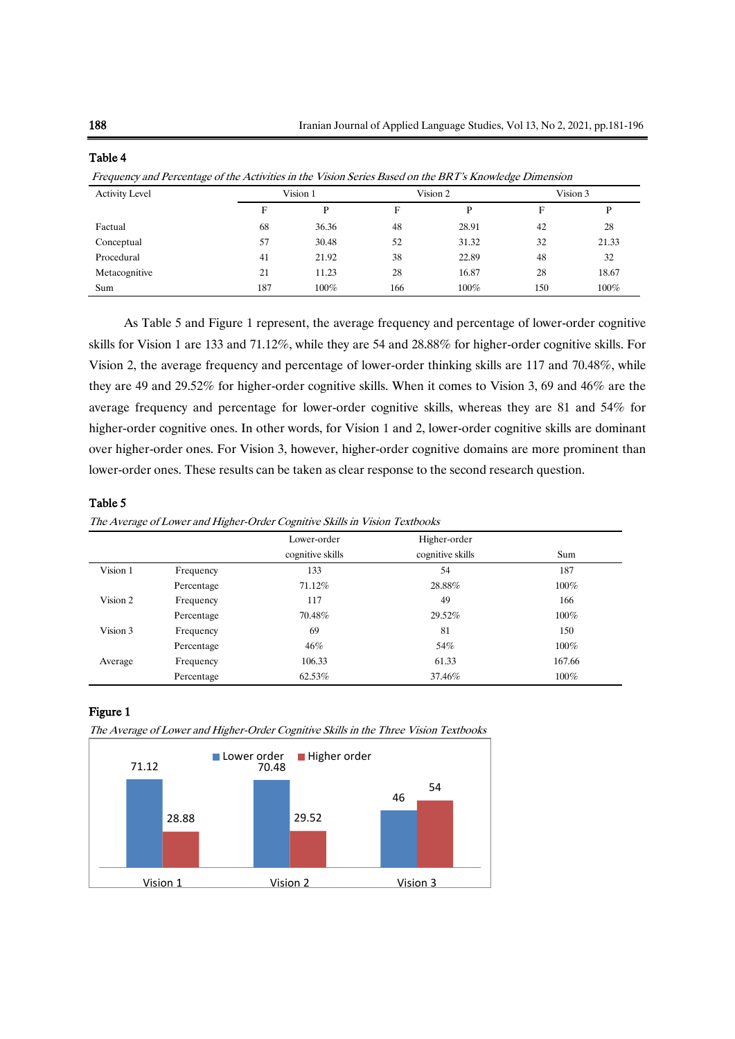**Table 4**

*Frequency and Percentage of the Activities in the Vision Series Based on the BRT's Knowledge Dimension*

| Activity Level | Vision 1 | | Vision 2 | | Vision 3 | |
|---|---|---|---|---|---|---|
| | F | P | F | P | F | P |
| Factual | 68 | 36.36 | 48 | 28.91 | 42 | 28 |
| Conceptual | 57 | 30.48 | 52 | 31.32 | 32 | 21.33 |
| Procedural | 41 | 21.92 | 38 | 22.89 | 48 | 32 |
| Metacognitive | 21 | 11.23 | 28 | 16.87 | 28 | 18.67 |
| Sum | 187 | 100% | 166 | 100% | 150 | 100% |

As Table 5 and Figure 1 represent, the average frequency and percentage of lower-order cognitive skills for Vision 1 are 133 and 71.12%, while they are 54 and 28.88% for higher-order cognitive skills. For Vision 2, the average frequency and percentage of lower-order thinking skills are 117 and 70.48%, while they are 49 and 29.52% for higher-order cognitive skills. When it comes to Vision 3, 69 and 46% are the average frequency and percentage for lower-order cognitive skills, whereas they are 81 and 54% for higher-order cognitive ones. In other words, for Vision 1 and 2, lower-order cognitive skills are dominant over higher-order ones. For Vision 3, however, higher-order cognitive domains are more prominent than lower-order ones. These results can be taken as clear response to the second research question.

**Table 5**

*The Average of Lower and Higher-Order Cognitive Skills in Vision Textbooks*

| | | Lower-order cognitive skills | Higher-order cognitive skills | Sum |
|---|---|---|---|---|
| Vision 1 | Frequency | 133 | 54 | 187 |
| | Percentage | 71.12% | 28.88% | 100% |
| Vision 2 | Frequency | 117 | 49 | 166 |
| | Percentage | 70.48% | 29.52% | 100% |
| Vision 3 | Frequency | 69 | 81 | 150 |
| | Percentage | 46% | 54% | 100% |
| Average | Frequency | 106.33 | 61.33 | 167.66 |
| | Percentage | 62.53% | 37.46% | 100% |

**Figure 1**

*The Average of Lower and Higher-Order Cognitive Skills in the Three Vision Textbooks*

| | Lower order | Higher order |
|---|---|---|
| Vision 1 | 71.12 | 28.88 |
| Vision 2 | 70.48 | 29.52 |
| Vision 3 | 46 | 54 |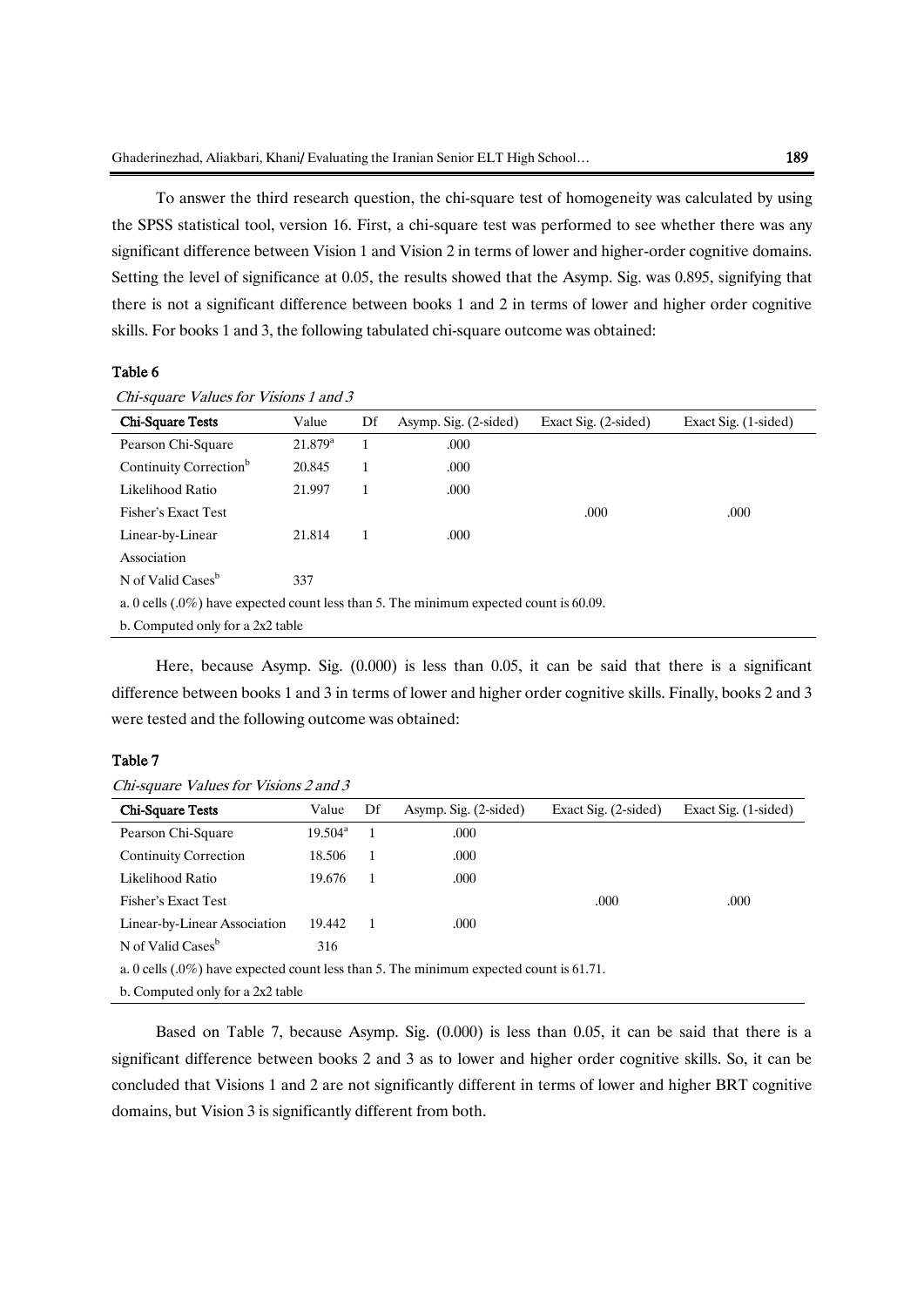To answer the third research question, the chi-square test of homogeneity was calculated by using the SPSS statistical tool, version 16. First, a chi-square test was performed to see whether there was any significant difference between Vision 1 and Vision 2 in terms of lower and higher-order cognitive domains. Setting the level of significance at 0.05, the results showed that the Asymp. Sig. was 0.895, signifying that there is not a significant difference between books 1 and 2 in terms of lower and higher order cognitive skills. For books 1 and 3, the following tabulated chi-square outcome was obtained:

**Table 6**

*Chi-square Values for Visions 1 and 3*

| Chi-Square Tests | Value | Df | Asymp. Sig. (2-sided) | Exact Sig. (2-sided) | Exact Sig. (1-sided) |
|---|---|---|---|---|---|
| Pearson Chi-Square | 21.879[a] | 1 | .000 | | |
| Continuity Correction[b] | 20.845 | 1 | .000 | | |
| Likelihood Ratio | 21.997 | 1 | .000 | | |
| Fisher's Exact Test | | | | .000 | .000 |
| Linear-by-Linear Association | 21.814 | 1 | .000 | | |
| N of Valid Cases[b] | 337 | | | | |

a. 0 cells (.0%) have expected count less than 5. The minimum expected count is 60.09.

b. Computed only for a 2x2 table

Here, because Asymp. Sig. (0.000) is less than 0.05, it can be said that there is a significant difference between books 1 and 3 in terms of lower and higher order cognitive skills. Finally, books 2 and 3 were tested and the following outcome was obtained:

**Table 7**

*Chi-square Values for Visions 2 and 3*

| Chi-Square Tests | Value | Df | Asymp. Sig. (2-sided) | Exact Sig. (2-sided) | Exact Sig. (1-sided) |
|---|---|---|---|---|---|
| Pearson Chi-Square | 19.504[a] | 1 | .000 | | |
| Continuity Correction | 18.506 | 1 | .000 | | |
| Likelihood Ratio | 19.676 | 1 | .000 | | |
| Fisher's Exact Test | | | | .000 | .000 |
| Linear-by-Linear Association | 19.442 | 1 | .000 | | |
| N of Valid Cases[b] | 316 | | | | |

a. 0 cells (.0%) have expected count less than 5. The minimum expected count is 61.71.

b. Computed only for a 2x2 table

Based on Table 7, because Asymp. Sig. (0.000) is less than 0.05, it can be said that there is a significant difference between books 2 and 3 as to lower and higher order cognitive skills. So, it can be concluded that Visions 1 and 2 are not significantly different in terms of lower and higher BRT cognitive domains, but Vision 3 is significantly different from both.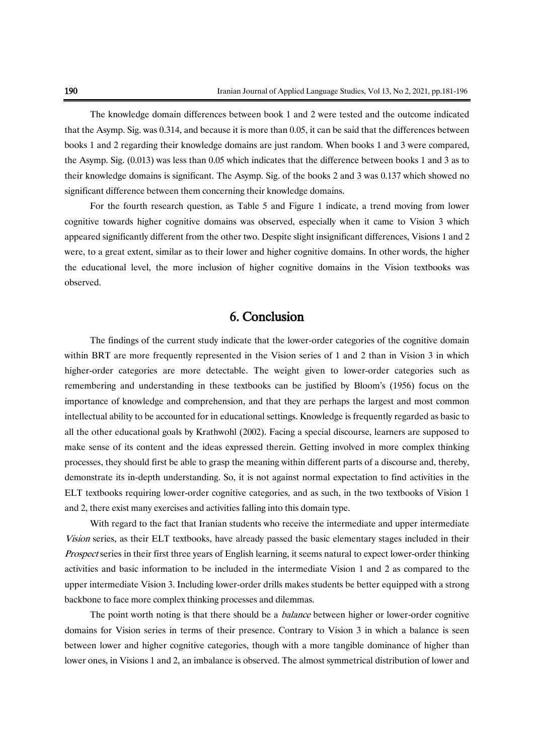The knowledge domain differences between book 1 and 2 were tested and the outcome indicated that the Asymp. Sig. was 0.314, and because it is more than 0.05, it can be said that the differences between books 1 and 2 regarding their knowledge domains are just random. When books 1 and 3 were compared, the Asymp. Sig. (0.013) was less than 0.05 which indicates that the difference between books 1 and 3 as to their knowledge domains is significant. The Asymp. Sig. of the books 2 and 3 was 0.137 which showed no significant difference between them concerning their knowledge domains.

For the fourth research question, as Table 5 and Figure 1 indicate, a trend moving from lower cognitive towards higher cognitive domains was observed, especially when it came to Vision 3 which appeared significantly different from the other two. Despite slight insignificant differences, Visions 1 and 2 were, to a great extent, similar as to their lower and higher cognitive domains. In other words, the higher the educational level, the more inclusion of higher cognitive domains in the Vision textbooks was observed.

## 6. Conclusion

The findings of the current study indicate that the lower-order categories of the cognitive domain within BRT are more frequently represented in the Vision series of 1 and 2 than in Vision 3 in which higher-order categories are more detectable. The weight given to lower-order categories such as remembering and understanding in these textbooks can be justified by Bloom's (1956) focus on the importance of knowledge and comprehension, and that they are perhaps the largest and most common intellectual ability to be accounted for in educational settings. Knowledge is frequently regarded as basic to all the other educational goals by Krathwohl (2002). Facing a special discourse, learners are supposed to make sense of its content and the ideas expressed therein. Getting involved in more complex thinking processes, they should first be able to grasp the meaning within different parts of a discourse and, thereby, demonstrate its in-depth understanding. So, it is not against normal expectation to find activities in the ELT textbooks requiring lower-order cognitive categories, and as such, in the two textbooks of Vision 1 and 2, there exist many exercises and activities falling into this domain type.

With regard to the fact that Iranian students who receive the intermediate and upper intermediate *Vision* series, as their ELT textbooks, have already passed the basic elementary stages included in their *Prospect* series in their first three years of English learning, it seems natural to expect lower-order thinking activities and basic information to be included in the intermediate Vision 1 and 2 as compared to the upper intermediate Vision 3. Including lower-order drills makes students be better equipped with a strong backbone to face more complex thinking processes and dilemmas.

The point worth noting is that there should be a *balance* between higher or lower-order cognitive domains for Vision series in terms of their presence. Contrary to Vision 3 in which a balance is seen between lower and higher cognitive categories, though with a more tangible dominance of higher than lower ones, in Visions 1 and 2, an imbalance is observed. The almost symmetrical distribution of lower and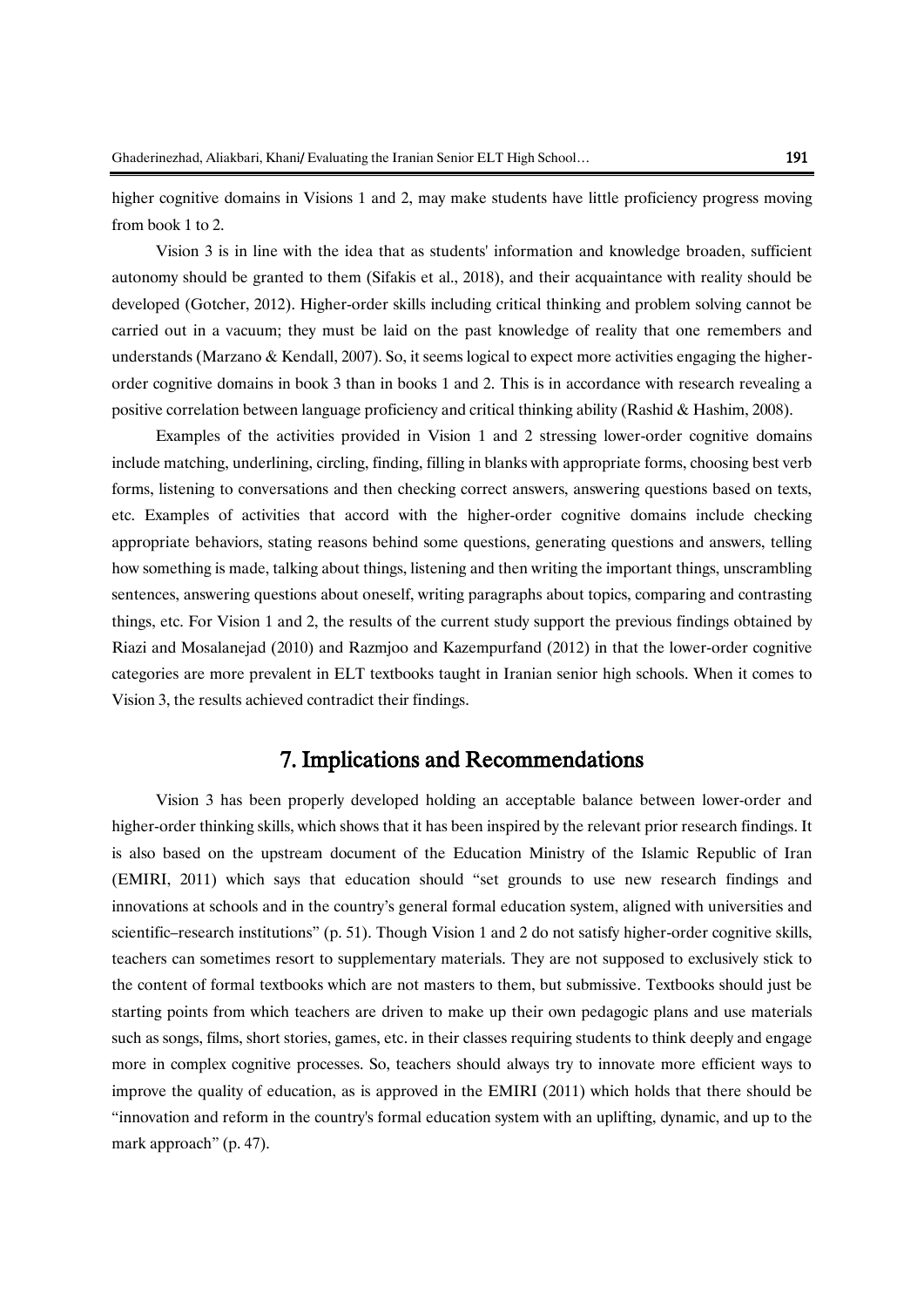higher cognitive domains in Visions 1 and 2, may make students have little proficiency progress moving from book 1 to 2.

Vision 3 is in line with the idea that as students' information and knowledge broaden, sufficient autonomy should be granted to them (Sifakis et al., 2018), and their acquaintance with reality should be developed (Gotcher, 2012). Higher-order skills including critical thinking and problem solving cannot be carried out in a vacuum; they must be laid on the past knowledge of reality that one remembers and understands (Marzano & Kendall, 2007). So, it seems logical to expect more activities engaging the higher-order cognitive domains in book 3 than in books 1 and 2. This is in accordance with research revealing a positive correlation between language proficiency and critical thinking ability (Rashid & Hashim, 2008).

Examples of the activities provided in Vision 1 and 2 stressing lower-order cognitive domains include matching, underlining, circling, finding, filling in blanks with appropriate forms, choosing best verb forms, listening to conversations and then checking correct answers, answering questions based on texts, etc. Examples of activities that accord with the higher-order cognitive domains include checking appropriate behaviors, stating reasons behind some questions, generating questions and answers, telling how something is made, talking about things, listening and then writing the important things, unscrambling sentences, answering questions about oneself, writing paragraphs about topics, comparing and contrasting things, etc. For Vision 1 and 2, the results of the current study support the previous findings obtained by Riazi and Mosalanejad (2010) and Razmjoo and Kazempurfand (2012) in that the lower-order cognitive categories are more prevalent in ELT textbooks taught in Iranian senior high schools. When it comes to Vision 3, the results achieved contradict their findings.

## 7. Implications and Recommendations

Vision 3 has been properly developed holding an acceptable balance between lower-order and higher-order thinking skills, which shows that it has been inspired by the relevant prior research findings. It is also based on the upstream document of the Education Ministry of the Islamic Republic of Iran (EMIRI, 2011) which says that education should "set grounds to use new research findings and innovations at schools and in the country's general formal education system, aligned with universities and scientific–research institutions" (p. 51). Though Vision 1 and 2 do not satisfy higher-order cognitive skills, teachers can sometimes resort to supplementary materials. They are not supposed to exclusively stick to the content of formal textbooks which are not masters to them, but submissive. Textbooks should just be starting points from which teachers are driven to make up their own pedagogic plans and use materials such as songs, films, short stories, games, etc. in their classes requiring students to think deeply and engage more in complex cognitive processes. So, teachers should always try to innovate more efficient ways to improve the quality of education, as is approved in the EMIRI (2011) which holds that there should be "innovation and reform in the country's formal education system with an uplifting, dynamic, and up to the mark approach" (p. 47).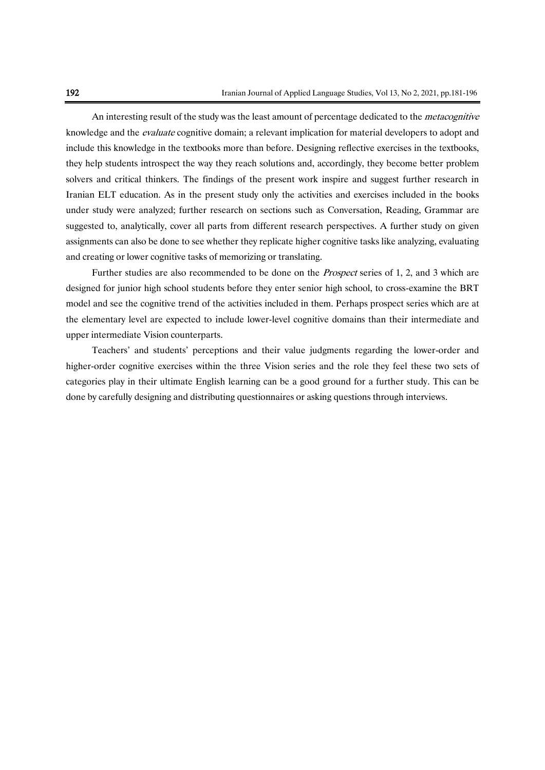An interesting result of the study was the least amount of percentage dedicated to the *metacognitive* knowledge and the *evaluate* cognitive domain; a relevant implication for material developers to adopt and include this knowledge in the textbooks more than before. Designing reflective exercises in the textbooks, they help students introspect the way they reach solutions and, accordingly, they become better problem solvers and critical thinkers. The findings of the present work inspire and suggest further research in Iranian ELT education. As in the present study only the activities and exercises included in the books under study were analyzed; further research on sections such as Conversation, Reading, Grammar are suggested to, analytically, cover all parts from different research perspectives. A further study on given assignments can also be done to see whether they replicate higher cognitive tasks like analyzing, evaluating and creating or lower cognitive tasks of memorizing or translating.

Further studies are also recommended to be done on the *Prospect* series of 1, 2, and 3 which are designed for junior high school students before they enter senior high school, to cross-examine the BRT model and see the cognitive trend of the activities included in them. Perhaps prospect series which are at the elementary level are expected to include lower-level cognitive domains than their intermediate and upper intermediate Vision counterparts.

Teachers' and students' perceptions and their value judgments regarding the lower-order and higher-order cognitive exercises within the three Vision series and the role they feel these two sets of categories play in their ultimate English learning can be a good ground for a further study. This can be done by carefully designing and distributing questionnaires or asking questions through interviews.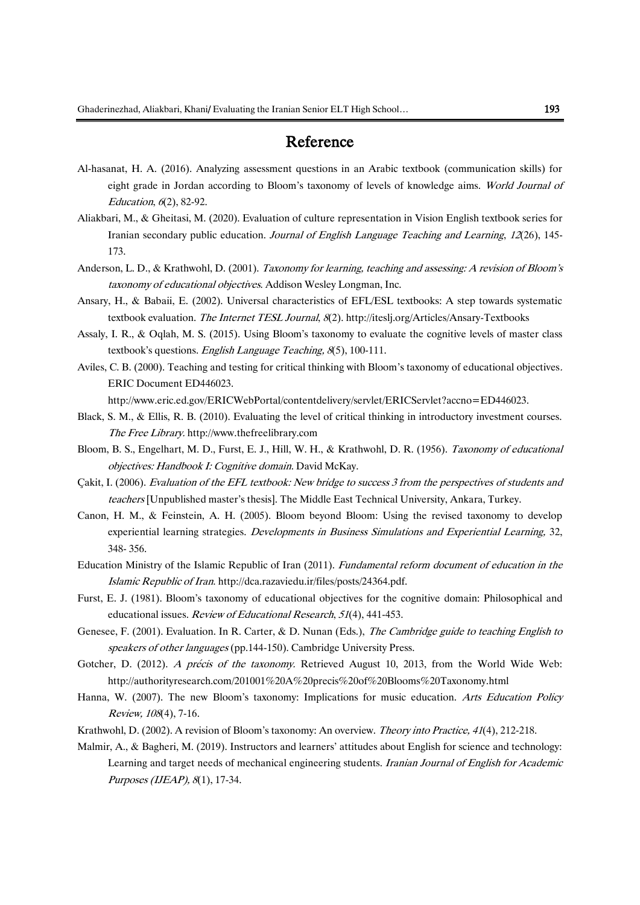## Reference

Al-hasanat, H. A. (2016). Analyzing assessment questions in an Arabic textbook (communication skills) for eight grade in Jordan according to Bloom's taxonomy of levels of knowledge aims. *World Journal of Education*, *6*(2), 82-92.

Aliakbari, M., & Gheitasi, M. (2020). Evaluation of culture representation in Vision English textbook series for Iranian secondary public education. *Journal of English Language Teaching and Learning*, *12*(26), 145-173.

Anderson, L. D., & Krathwohl, D. (2001). *Taxonomy for learning, teaching and assessing: A revision of Bloom's taxonomy of educational objectives*. Addison Wesley Longman, Inc.

Ansary, H., & Babaii, E. (2002). Universal characteristics of EFL/ESL textbooks: A step towards systematic textbook evaluation. *The Internet TESL Journal*, *8*(2). http://iteslj.org/Articles/Ansary-Textbooks

Assaly, I. R., & Oqlah, M. S. (2015). Using Bloom's taxonomy to evaluate the cognitive levels of master class textbook's questions. *English Language Teaching, 8*(5), 100-111.

Aviles, C. B. (2000). Teaching and testing for critical thinking with Bloom's taxonomy of educational objectives. ERIC Document ED446023.
http://www.eric.ed.gov/ERICWebPortal/contentdelivery/servlet/ERICServlet?accno=ED446023.

Black, S. M., & Ellis, R. B. (2010). Evaluating the level of critical thinking in introductory investment courses. *The Free Library*. http://www.thefreelibrary.com

Bloom, B. S., Engelhart, M. D., Furst, E. J., Hill, W. H., & Krathwohl, D. R. (1956). *Taxonomy of educational objectives: Handbook I: Cognitive domain*. David McKay.

Çakit, I. (2006). *Evaluation of the EFL textbook: New bridge to success 3 from the perspectives of students and teachers* [Unpublished master's thesis]. The Middle East Technical University, Ankara, Turkey.

Canon, H. M., & Feinstein, A. H. (2005). Bloom beyond Bloom: Using the revised taxonomy to develop experiential learning strategies. *Developments in Business Simulations and Experiential Learning,* 32, 348- 356.

Education Ministry of the Islamic Republic of Iran (2011). *Fundamental reform document of education in the Islamic Republic of Iran*. http://dca.razaviedu.ir/files/posts/24364.pdf.

Furst, E. J. (1981). Bloom's taxonomy of educational objectives for the cognitive domain: Philosophical and educational issues. *Review of Educational Research*, *51*(4), 441-453.

Genesee, F. (2001). Evaluation. In R. Carter, & D. Nunan (Eds.), *The Cambridge guide to teaching English to speakers of other languages* (pp.144-150). Cambridge University Press.

Gotcher, D. (2012). *A précis of the taxonomy*. Retrieved August 10, 2013, from the World Wide Web: http://authorityresearch.com/201001%20A%20precis%20of%20Blooms%20Taxonomy.html

Hanna, W. (2007). The new Bloom's taxonomy: Implications for music education. *Arts Education Policy Review, 108*(4), 7-16.

Krathwohl, D. (2002). A revision of Bloom's taxonomy: An overview. *Theory into Practice*, *41*(4), 212-218.

Malmir, A., & Bagheri, M. (2019). Instructors and learners' attitudes about English for science and technology: Learning and target needs of mechanical engineering students. *Iranian Journal of English for Academic Purposes (IJEAP), 8*(1), 17-34.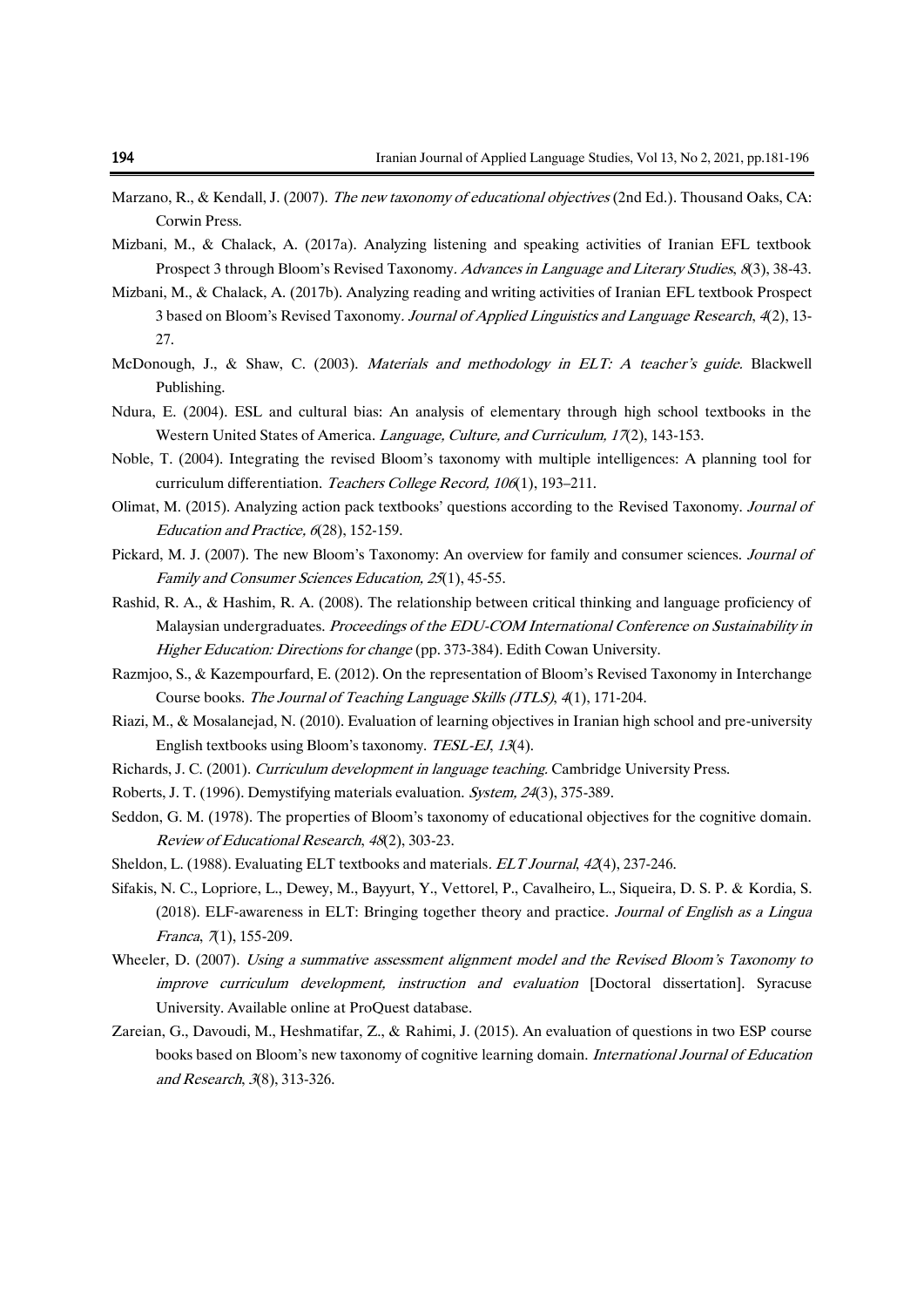Marzano, R., & Kendall, J. (2007). *The new taxonomy of educational objectives* (2nd Ed.). Thousand Oaks, CA: Corwin Press.

Mizbani, M., & Chalack, A. (2017a). Analyzing listening and speaking activities of Iranian EFL textbook Prospect 3 through Bloom's Revised Taxonomy. *Advances in Language and Literary Studies*, *8*(3), 38-43.

Mizbani, M., & Chalack, A. (2017b). Analyzing reading and writing activities of Iranian EFL textbook Prospect 3 based on Bloom's Revised Taxonomy. *Journal of Applied Linguistics and Language Research*, *4*(2), 13-27.

McDonough, J., & Shaw, C. (2003). *Materials and methodology in ELT: A teacher's guide.* Blackwell Publishing.

Ndura, E. (2004). ESL and cultural bias: An analysis of elementary through high school textbooks in the Western United States of America. *Language, Culture, and Curriculum, 17*(2), 143-153.

Noble, T. (2004). Integrating the revised Bloom's taxonomy with multiple intelligences: A planning tool for curriculum differentiation. *Teachers College Record, 106*(1), 193–211.

Olimat, M. (2015). Analyzing action pack textbooks' questions according to the Revised Taxonomy. *Journal of Education and Practice, 6*(28), 152-159.

Pickard, M. J. (2007). The new Bloom's Taxonomy: An overview for family and consumer sciences. *Journal of Family and Consumer Sciences Education, 25*(1), 45-55.

Rashid, R. A., & Hashim, R. A. (2008). The relationship between critical thinking and language proficiency of Malaysian undergraduates. *Proceedings of the EDU-COM International Conference on Sustainability in Higher Education: Directions for change* (pp. 373-384). Edith Cowan University.

Razmjoo, S., & Kazempourfard, E. (2012). On the representation of Bloom's Revised Taxonomy in Interchange Course books. *The Journal of Teaching Language Skills (JTLS)*, *4*(1), 171-204.

Riazi, M., & Mosalanejad, N. (2010). Evaluation of learning objectives in Iranian high school and pre-university English textbooks using Bloom's taxonomy. *TESL-EJ*, *13*(4).

Richards, J. C. (2001). *Curriculum development in language teaching.* Cambridge University Press.

Roberts, J. T. (1996). Demystifying materials evaluation. *System, 24*(3), 375-389.

Seddon, G. M. (1978). The properties of Bloom's taxonomy of educational objectives for the cognitive domain. *Review of Educational Research*, *48*(2), 303-23.

Sheldon, L. (1988). Evaluating ELT textbooks and materials. *ELT Journal*, *42*(4), 237-246.

Sifakis, N. C., Lopriore, L., Dewey, M., Bayyurt, Y., Vettorel, P., Cavalheiro, L., Siqueira, D. S. P. & Kordia, S. (2018). ELF-awareness in ELT: Bringing together theory and practice. *Journal of English as a Lingua Franca*, *7*(1), 155-209.

Wheeler, D. (2007). *Using a summative assessment alignment model and the Revised Bloom's Taxonomy to improve curriculum development, instruction and evaluation* [Doctoral dissertation]. Syracuse University. Available online at ProQuest database.

Zareian, G., Davoudi, M., Heshmatifar, Z., & Rahimi, J. (2015). An evaluation of questions in two ESP course books based on Bloom's new taxonomy of cognitive learning domain. *International Journal of Education and Research*, *3*(8), 313-326.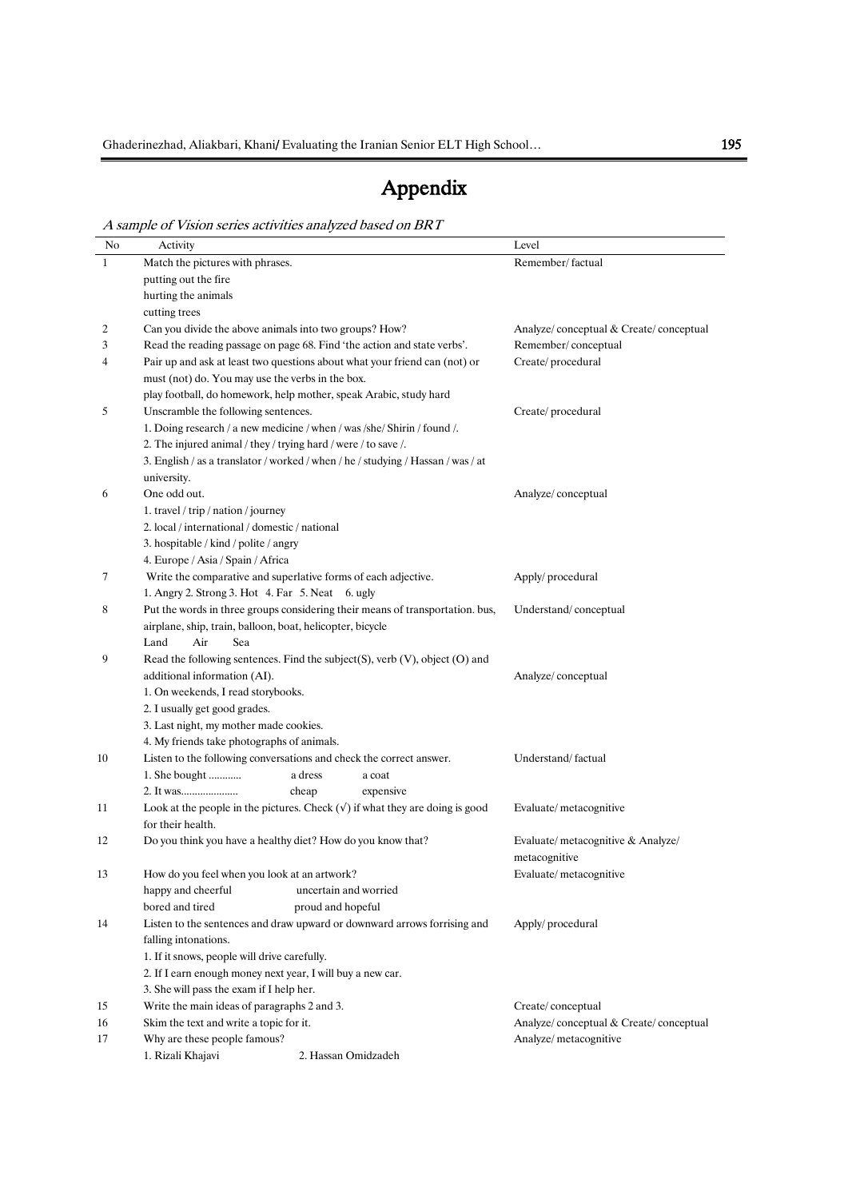# Appendix

*A sample of Vision series activities analyzed based on BRT*

| No | Activity | Level |
|---|---|---|
| 1 | Match the pictures with phrases.<br>putting out the fire<br>hurting the animals<br>cutting trees | Remember/ factual |
| 2 | Can you divide the above animals into two groups? How? | Analyze/ conceptual & Create/ conceptual |
| 3 | Read the reading passage on page 68. Find 'the action and state verbs'. | Remember/ conceptual |
| 4 | Pair up and ask at least two questions about what your friend can (not) or must (not) do. You may use the verbs in the box.<br>play football, do homework, help mother, speak Arabic, study hard | Create/ procedural |
| 5 | Unscramble the following sentences.<br>1. Doing research / a new medicine / when / was /she/ Shirin / found /.<br>2. The injured animal / they / trying hard / were / to save /.<br>3. English / as a translator / worked / when / he / studying / Hassan / was / at university. | Create/ procedural |
| 6 | One odd out.<br>1. travel / trip / nation / journey<br>2. local / international / domestic / national<br>3. hospitable / kind / polite / angry<br>4. Europe / Asia / Spain / Africa | Analyze/ conceptual |
| 7 | Write the comparative and superlative forms of each adjective.<br>1. Angry 2. Strong 3. Hot 4. Far 5. Neat 6. ugly | Apply/ procedural |
| 8 | Put the words in three groups considering their means of transportation. bus, airplane, ship, train, balloon, boat, helicopter, bicycle<br>Land Air Sea | Understand/ conceptual |
| 9 | Read the following sentences. Find the subject(S), verb (V), object (O) and additional information (AI).<br>1. On weekends, I read storybooks.<br>2. I usually get good grades.<br>3. Last night, my mother made cookies.<br>4. My friends take photographs of animals. | Analyze/ conceptual |
| 10 | Listen to the following conversations and check the correct answer.<br>1. She bought ………… a dress a coat<br>2. It was………………… cheap expensive | Understand/ factual |
| 11 | Look at the people in the pictures. Check (√) if what they are doing is good for their health. | Evaluate/ metacognitive |
| 12 | Do you think you have a healthy diet? How do you know that? | Evaluate/ metacognitive & Analyze/ metacognitive |
| 13 | How do you feel when you look at an artwork?<br>happy and cheerful uncertain and worried<br>bored and tired proud and hopeful | Evaluate/ metacognitive |
| 14 | Listen to the sentences and draw upward or downward arrows forrising and falling intonations.<br>1. If it snows, people will drive carefully.<br>2. If I earn enough money next year, I will buy a new car.<br>3. She will pass the exam if I help her. | Apply/ procedural |
| 15 | Write the main ideas of paragraphs 2 and 3. | Create/ conceptual |
| 16 | Skim the text and write a topic for it. | Analyze/ conceptual & Create/ conceptual |
| 17 | Why are these people famous?<br>1. Rizali Khajavi 2. Hassan Omidzadeh | Analyze/ metacognitive |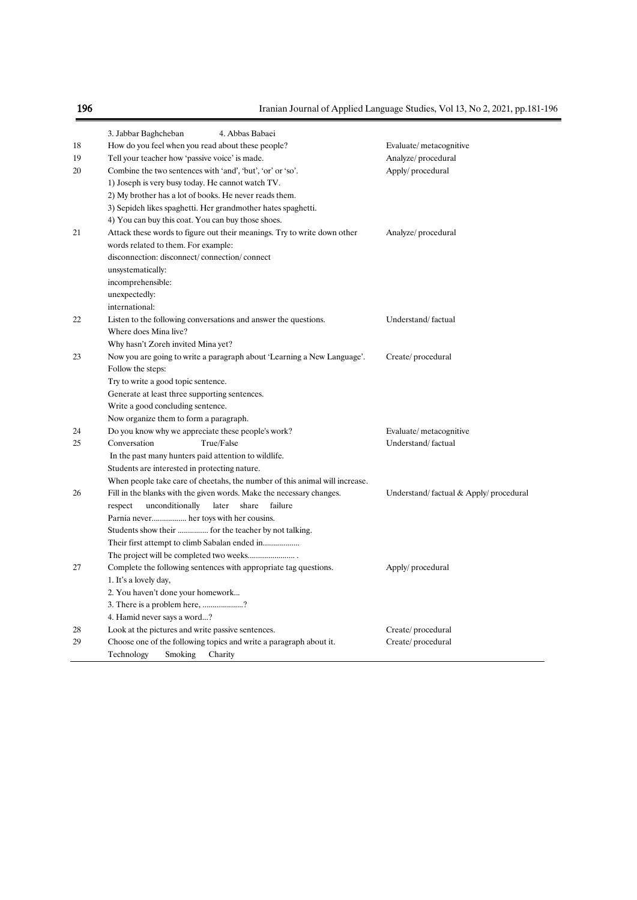| | | |
|---|---|---|
| | 3. Jabbar Baghcheban 4. Abbas Babaei | |
| 18 | How do you feel when you read about these people? | Evaluate/ metacognitive |
| 19 | Tell your teacher how 'passive voice' is made. | Analyze/ procedural |
| 20 | Combine the two sentences with 'and', 'but', 'or' or 'so'.<br>1) Joseph is very busy today. He cannot watch TV.<br>2) My brother has a lot of books. He never reads them.<br>3) Sepideh likes spaghetti. Her grandmother hates spaghetti.<br>4) You can buy this coat. You can buy those shoes. | Apply/ procedural |
| 21 | Attack these words to figure out their meanings. Try to write down other words related to them. For example:<br>disconnection: disconnect/ connection/ connect<br>unsystematically:<br>incomprehensible:<br>unexpectedly:<br>international: | Analyze/ procedural |
| 22 | Listen to the following conversations and answer the questions.<br>Where does Mina live?<br>Why hasn't Zoreh invited Mina yet? | Understand/ factual |
| 23 | Now you are going to write a paragraph about 'Learning a New Language'.<br>Follow the steps:<br>Try to write a good topic sentence.<br>Generate at least three supporting sentences.<br>Write a good concluding sentence.<br>Now organize them to form a paragraph. | Create/ procedural |
| 24 | Do you know why we appreciate these people's work? | Evaluate/ metacognitive |
| 25 | Conversation True/False<br>In the past many hunters paid attention to wildlife.<br>Students are interested in protecting nature.<br>When people take care of cheetahs, the number of this animal will increase. | Understand/ factual |
| 26 | Fill in the blanks with the given words. Make the necessary changes.<br>respect unconditionally later share failure<br>Parnia never................. her toys with her cousins.<br>Students show their ............... for the teacher by not talking.<br>Their first attempt to climb Sabalan ended in..................<br>The project will be completed two weeks....................... . | Understand/ factual & Apply/ procedural |
| 27 | Complete the following sentences with appropriate tag questions.<br>1. It's a lovely day,<br>2. You haven't done your homework...<br>3. There is a problem here, ....................?<br>4. Hamid never says a word...? | Apply/ procedural |
| 28 | Look at the pictures and write passive sentences. | Create/ procedural |
| 29 | Choose one of the following topics and write a paragraph about it.<br>Technology Smoking Charity | Create/ procedural |